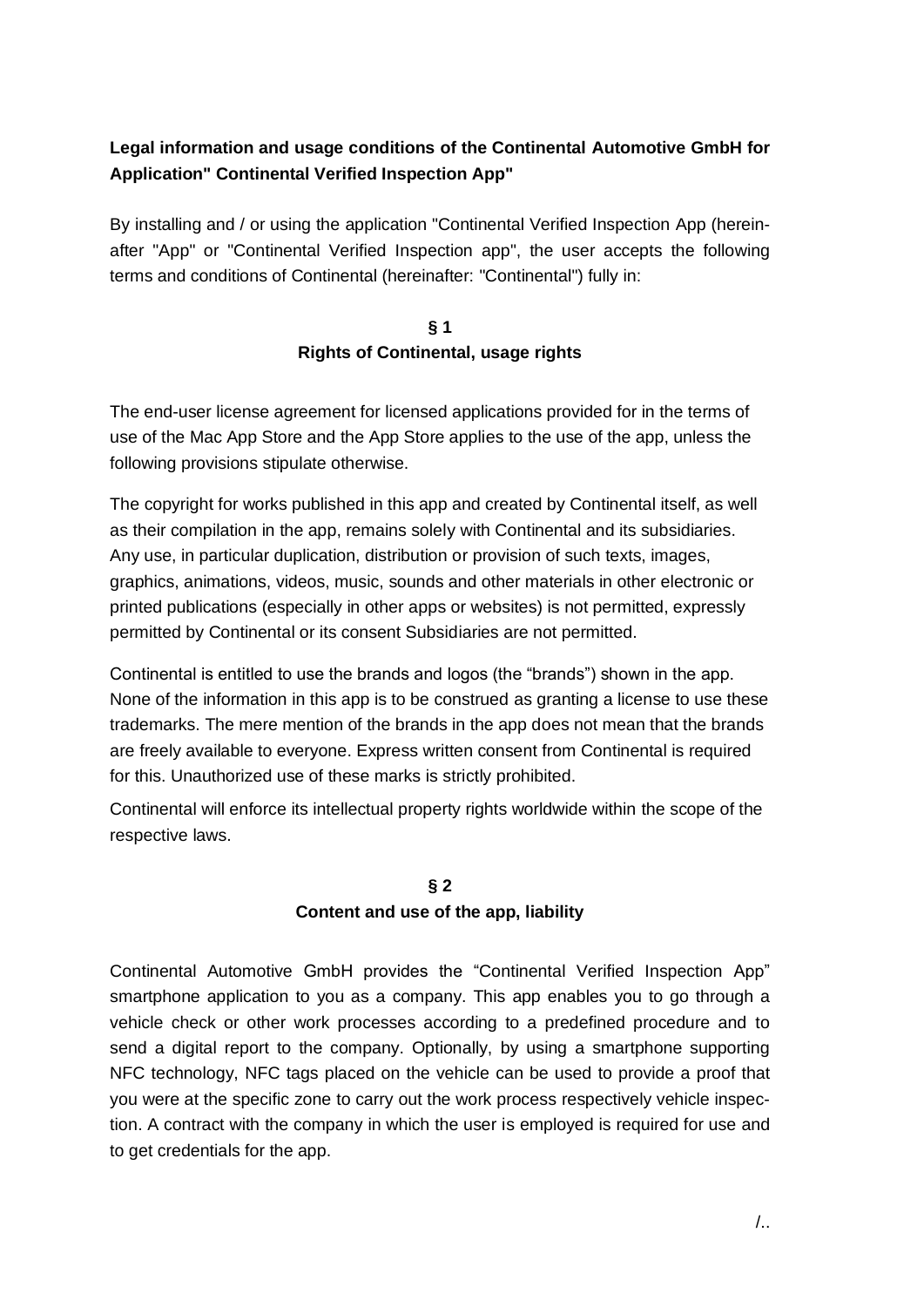**Legal information and usage conditions of the Continental Automotive GmbH for Application" Continental Verified Inspection App"**

By installing and / or using the application "Continental Verified Inspection App (herein-after "App" or "Continental Verified Inspection app", the user accepts the following terms and conditions of Continental (hereinafter: "Continental") fully in:

## § 1
## Rights of Continental, usage rights

The end-user license agreement for licensed applications provided for in the terms of use of the Mac App Store and the App Store applies to the use of the app, unless the following provisions stipulate otherwise.

The copyright for works published in this app and created by Continental itself, as well as their compilation in the app, remains solely with Continental and its subsidiaries. Any use, in particular duplication, distribution or provision of such texts, images, graphics, animations, videos, music, sounds and other materials in other electronic or printed publications (especially in other apps or websites) is not permitted, expressly permitted by Continental or its consent Subsidiaries are not permitted.

Continental is entitled to use the brands and logos (the “brands”) shown in the app. None of the information in this app is to be construed as granting a license to use these trademarks. The mere mention of the brands in the app does not mean that the brands are freely available to everyone. Express written consent from Continental is required for this. Unauthorized use of these marks is strictly prohibited.

Continental will enforce its intellectual property rights worldwide within the scope of the respective laws.

## § 2
## Content and use of the app, liability

Continental Automotive GmbH provides the “Continental Verified Inspection App” smartphone application to you as a company. This app enables you to go through a vehicle check or other work processes according to a predefined procedure and to send a digital report to the company. Optionally, by using a smartphone supporting NFC technology, NFC tags placed on the vehicle can be used to provide a proof that you were at the specific zone to carry out the work process respectively vehicle inspec-tion. A contract with the company in which the user is employed is required for use and to get credentials for the app.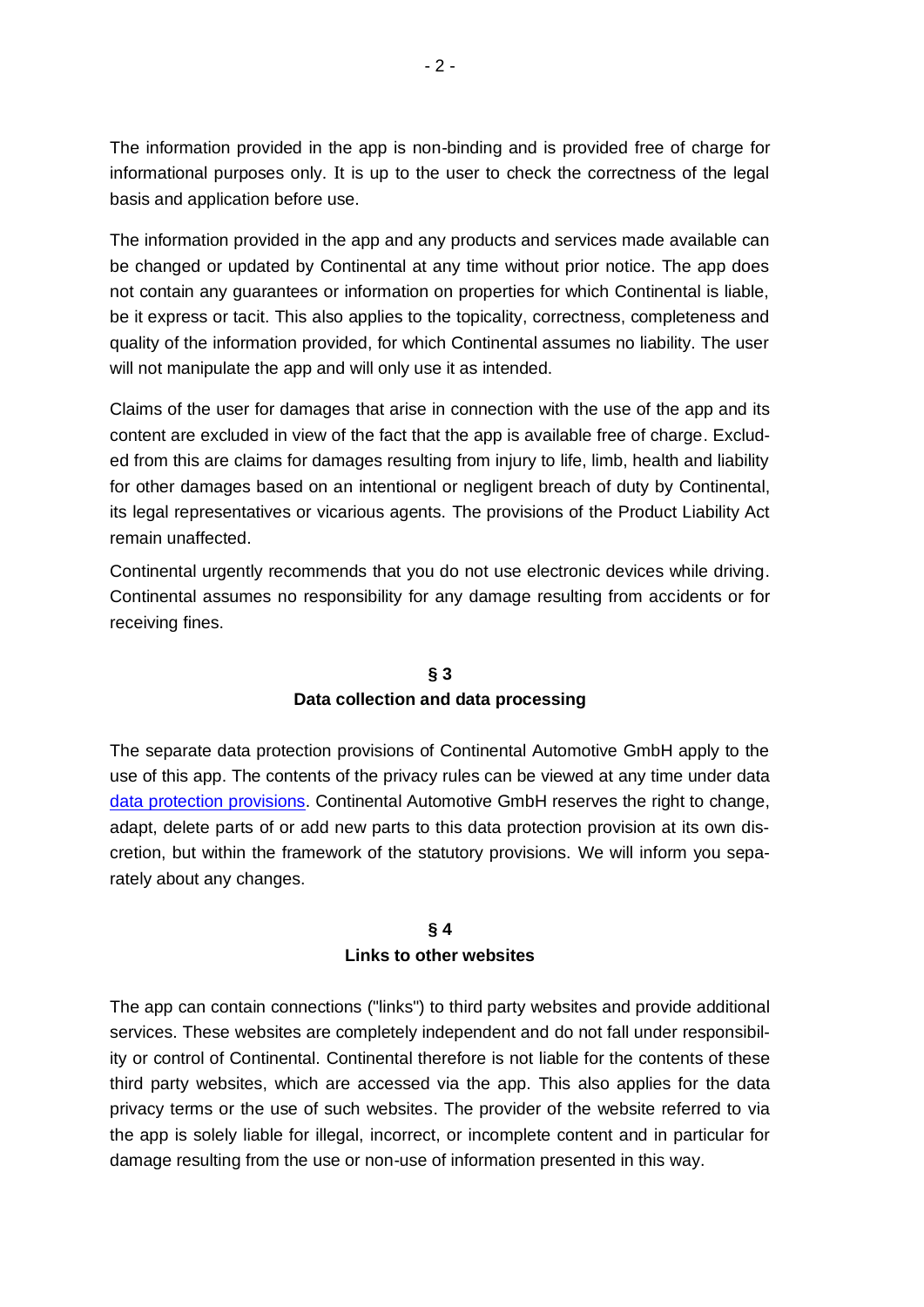The information provided in the app is non-binding and is provided free of charge for informational purposes only. It is up to the user to check the correctness of the legal basis and application before use.

The information provided in the app and any products and services made available can be changed or updated by Continental at any time without prior notice. The app does not contain any guarantees or information on properties for which Continental is liable, be it express or tacit. This also applies to the topicality, correctness, completeness and quality of the information provided, for which Continental assumes no liability. The user will not manipulate the app and will only use it as intended.

Claims of the user for damages that arise in connection with the use of the app and its content are excluded in view of the fact that the app is available free of charge. Excluded from this are claims for damages resulting from injury to life, limb, health and liability for other damages based on an intentional or negligent breach of duty by Continental, its legal representatives or vicarious agents. The provisions of the Product Liability Act remain unaffected.

Continental urgently recommends that you do not use electronic devices while driving. Continental assumes no responsibility for any damage resulting from accidents or for receiving fines.

## § 3
## Data collection and data processing

The separate data protection provisions of Continental Automotive GmbH apply to the use of this app. The contents of the privacy rules can be viewed at any time under data data protection provisions. Continental Automotive GmbH reserves the right to change, adapt, delete parts of or add new parts to this data protection provision at its own discretion, but within the framework of the statutory provisions. We will inform you separately about any changes.

## § 4
## Links to other websites

The app can contain connections ("links") to third party websites and provide additional services. These websites are completely independent and do not fall under responsibility or control of Continental. Continental therefore is not liable for the contents of these third party websites, which are accessed via the app. This also applies for the data privacy terms or the use of such websites. The provider of the website referred to via the app is solely liable for illegal, incorrect, or incomplete content and in particular for damage resulting from the use or non-use of information presented in this way.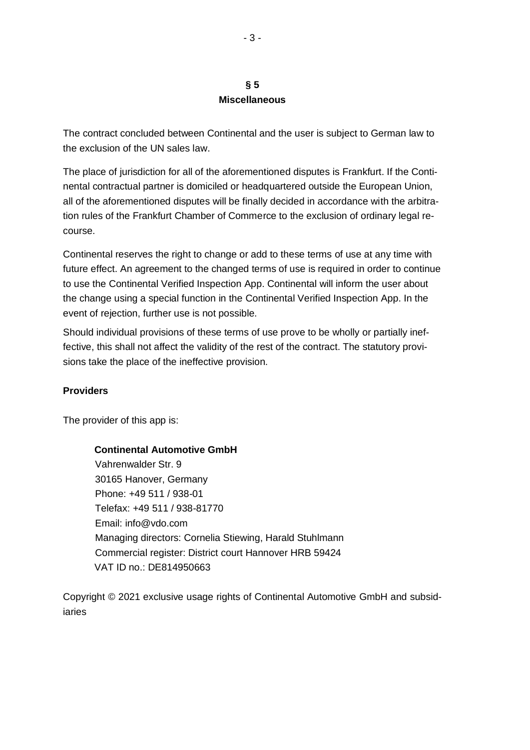## § 5
## Miscellaneous

The contract concluded between Continental and the user is subject to German law to the exclusion of the UN sales law.

The place of jurisdiction for all of the aforementioned disputes is Frankfurt. If the Continental contractual partner is domiciled or headquartered outside the European Union, all of the aforementioned disputes will be finally decided in accordance with the arbitration rules of the Frankfurt Chamber of Commerce to the exclusion of ordinary legal recourse.

Continental reserves the right to change or add to these terms of use at any time with future effect. An agreement to the changed terms of use is required in order to continue to use the Continental Verified Inspection App. Continental will inform the user about the change using a special function in the Continental Verified Inspection App. In the event of rejection, further use is not possible.

Should individual provisions of these terms of use prove to be wholly or partially ineffective, this shall not affect the validity of the rest of the contract. The statutory provisions take the place of the ineffective provision.

**Providers**

The provider of this app is:

**Continental Automotive GmbH**
Vahrenwalder Str. 9
30165 Hanover, Germany
Phone: +49 511 / 938-01
Telefax: +49 511 / 938-81770
Email: info@vdo.com
Managing directors: Cornelia Stiewing, Harald Stuhlmann
Commercial register: District court Hannover HRB 59424
VAT ID no.: DE814950663

Copyright © 2021 exclusive usage rights of Continental Automotive GmbH and subsidiaries